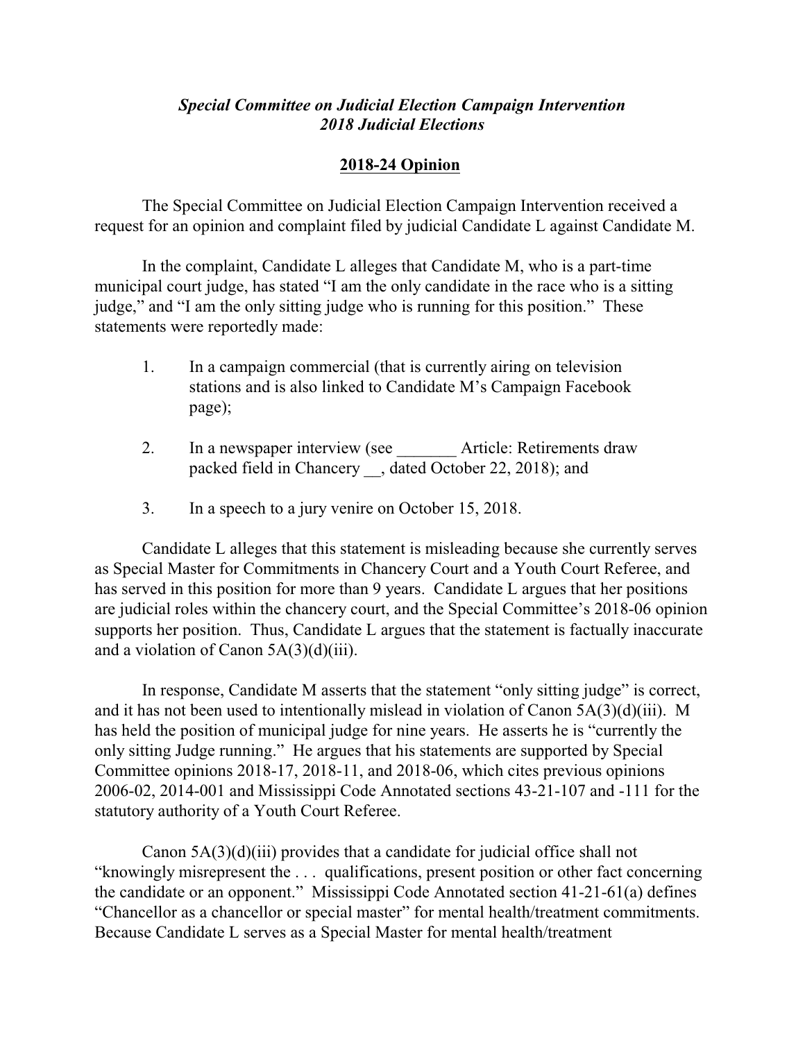***Special Committee on Judicial Election Campaign Intervention***
***2018 Judicial Elections***

## 2018-24 Opinion

The Special Committee on Judicial Election Campaign Intervention received a request for an opinion and complaint filed by judicial Candidate L against Candidate M.

In the complaint, Candidate L alleges that Candidate M, who is a part-time municipal court judge, has stated "I am the only candidate in the race who is a sitting judge," and "I am the only sitting judge who is running for this position." These statements were reportedly made:

1. In a campaign commercial (that is currently airing on television stations and is also linked to Candidate M's Campaign Facebook page);

2. In a newspaper interview (see _______ Article: Retirements draw packed field in Chancery __, dated October 22, 2018); and

3. In a speech to a jury venire on October 15, 2018.

Candidate L alleges that this statement is misleading because she currently serves as Special Master for Commitments in Chancery Court and a Youth Court Referee, and has served in this position for more than 9 years. Candidate L argues that her positions are judicial roles within the chancery court, and the Special Committee's 2018-06 opinion supports her position. Thus, Candidate L argues that the statement is factually inaccurate and a violation of Canon 5A(3)(d)(iii).

In response, Candidate M asserts that the statement "only sitting judge" is correct, and it has not been used to intentionally mislead in violation of Canon 5A(3)(d)(iii). M has held the position of municipal judge for nine years. He asserts he is "currently the only sitting Judge running." He argues that his statements are supported by Special Committee opinions 2018-17, 2018-11, and 2018-06, which cites previous opinions 2006-02, 2014-001 and Mississippi Code Annotated sections 43-21-107 and -111 for the statutory authority of a Youth Court Referee.

Canon 5A(3)(d)(iii) provides that a candidate for judicial office shall not "knowingly misrepresent the . . . qualifications, present position or other fact concerning the candidate or an opponent." Mississippi Code Annotated section 41-21-61(a) defines "Chancellor as a chancellor or special master" for mental health/treatment commitments. Because Candidate L serves as a Special Master for mental health/treatment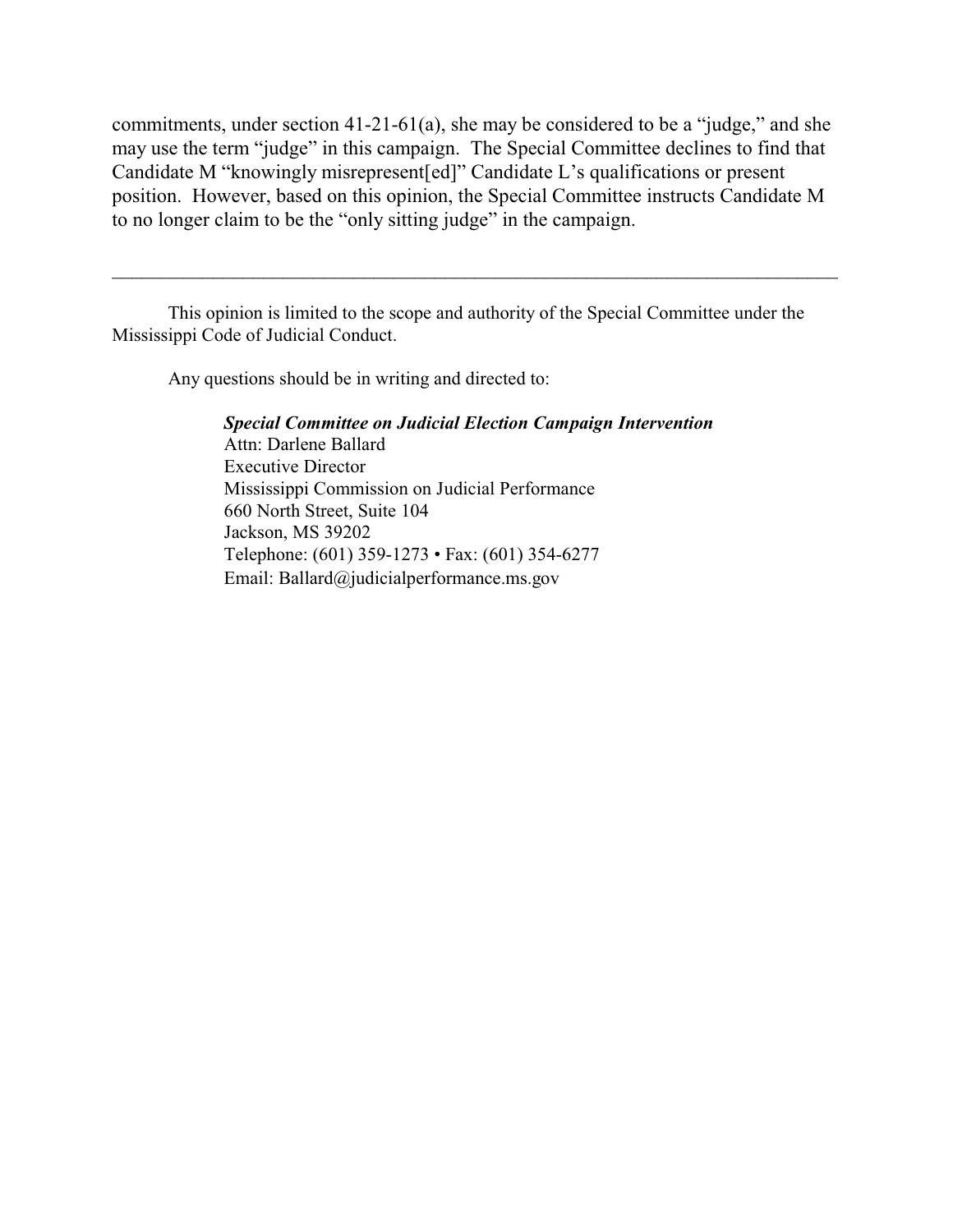commitments, under section 41-21-61(a), she may be considered to be a "judge," and she may use the term "judge" in this campaign. The Special Committee declines to find that Candidate M "knowingly misrepresent[ed]" Candidate L's qualifications or present position. However, based on this opinion, the Special Committee instructs Candidate M to no longer claim to be the "only sitting judge" in the campaign.

---

This opinion is limited to the scope and authority of the Special Committee under the Mississippi Code of Judicial Conduct.

Any questions should be in writing and directed to:

***Special Committee on Judicial Election Campaign Intervention***
Attn: Darlene Ballard
Executive Director
Mississippi Commission on Judicial Performance
660 North Street, Suite 104
Jackson, MS 39202
Telephone: (601) 359-1273 • Fax: (601) 354-6277
Email: Ballard@judicialperformance.ms.gov